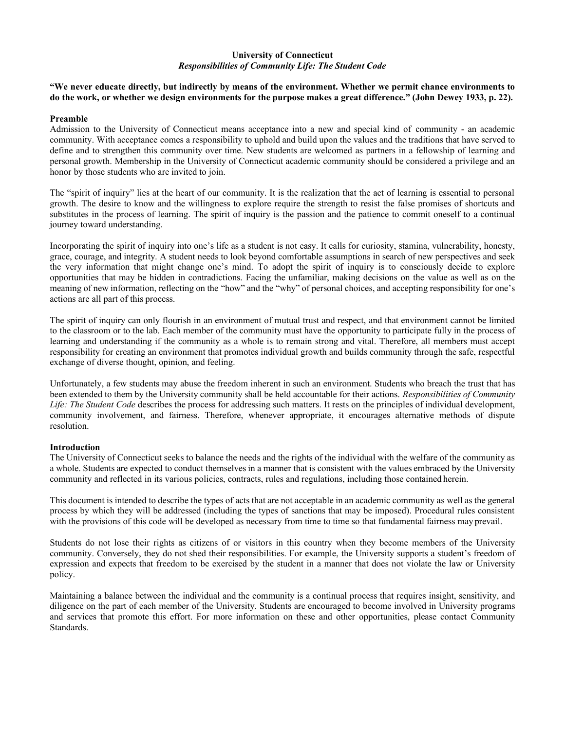**University of Connecticut**
***Responsibilities of Community Life: The Student Code***

**"We never educate directly, but indirectly by means of the environment. Whether we permit chance environments to do the work, or whether we design environments for the purpose makes a great difference." (John Dewey 1933, p. 22).**

## Preamble

Admission to the University of Connecticut means acceptance into a new and special kind of community - an academic community. With acceptance comes a responsibility to uphold and build upon the values and the traditions that have served to define and to strengthen this community over time. New students are welcomed as partners in a fellowship of learning and personal growth. Membership in the University of Connecticut academic community should be considered a privilege and an honor by those students who are invited to join.

The "spirit of inquiry" lies at the heart of our community. It is the realization that the act of learning is essential to personal growth. The desire to know and the willingness to explore require the strength to resist the false promises of shortcuts and substitutes in the process of learning. The spirit of inquiry is the passion and the patience to commit oneself to a continual journey toward understanding.

Incorporating the spirit of inquiry into one's life as a student is not easy. It calls for curiosity, stamina, vulnerability, honesty, grace, courage, and integrity. A student needs to look beyond comfortable assumptions in search of new perspectives and seek the very information that might change one's mind. To adopt the spirit of inquiry is to consciously decide to explore opportunities that may be hidden in contradictions. Facing the unfamiliar, making decisions on the value as well as on the meaning of new information, reflecting on the "how" and the "why" of personal choices, and accepting responsibility for one's actions are all part of this process.

The spirit of inquiry can only flourish in an environment of mutual trust and respect, and that environment cannot be limited to the classroom or to the lab. Each member of the community must have the opportunity to participate fully in the process of learning and understanding if the community as a whole is to remain strong and vital. Therefore, all members must accept responsibility for creating an environment that promotes individual growth and builds community through the safe, respectful exchange of diverse thought, opinion, and feeling.

Unfortunately, a few students may abuse the freedom inherent in such an environment. Students who breach the trust that has been extended to them by the University community shall be held accountable for their actions. *Responsibilities of Community Life: The Student Code* describes the process for addressing such matters. It rests on the principles of individual development, community involvement, and fairness. Therefore, whenever appropriate, it encourages alternative methods of dispute resolution.

## Introduction

The University of Connecticut seeks to balance the needs and the rights of the individual with the welfare of the community as a whole. Students are expected to conduct themselves in a manner that is consistent with the values embraced by the University community and reflected in its various policies, contracts, rules and regulations, including those contained herein.

This document is intended to describe the types of acts that are not acceptable in an academic community as well as the general process by which they will be addressed (including the types of sanctions that may be imposed). Procedural rules consistent with the provisions of this code will be developed as necessary from time to time so that fundamental fairness may prevail.

Students do not lose their rights as citizens of or visitors in this country when they become members of the University community. Conversely, they do not shed their responsibilities. For example, the University supports a student's freedom of expression and expects that freedom to be exercised by the student in a manner that does not violate the law or University policy.

Maintaining a balance between the individual and the community is a continual process that requires insight, sensitivity, and diligence on the part of each member of the University. Students are encouraged to become involved in University programs and services that promote this effort. For more information on these and other opportunities, please contact Community Standards.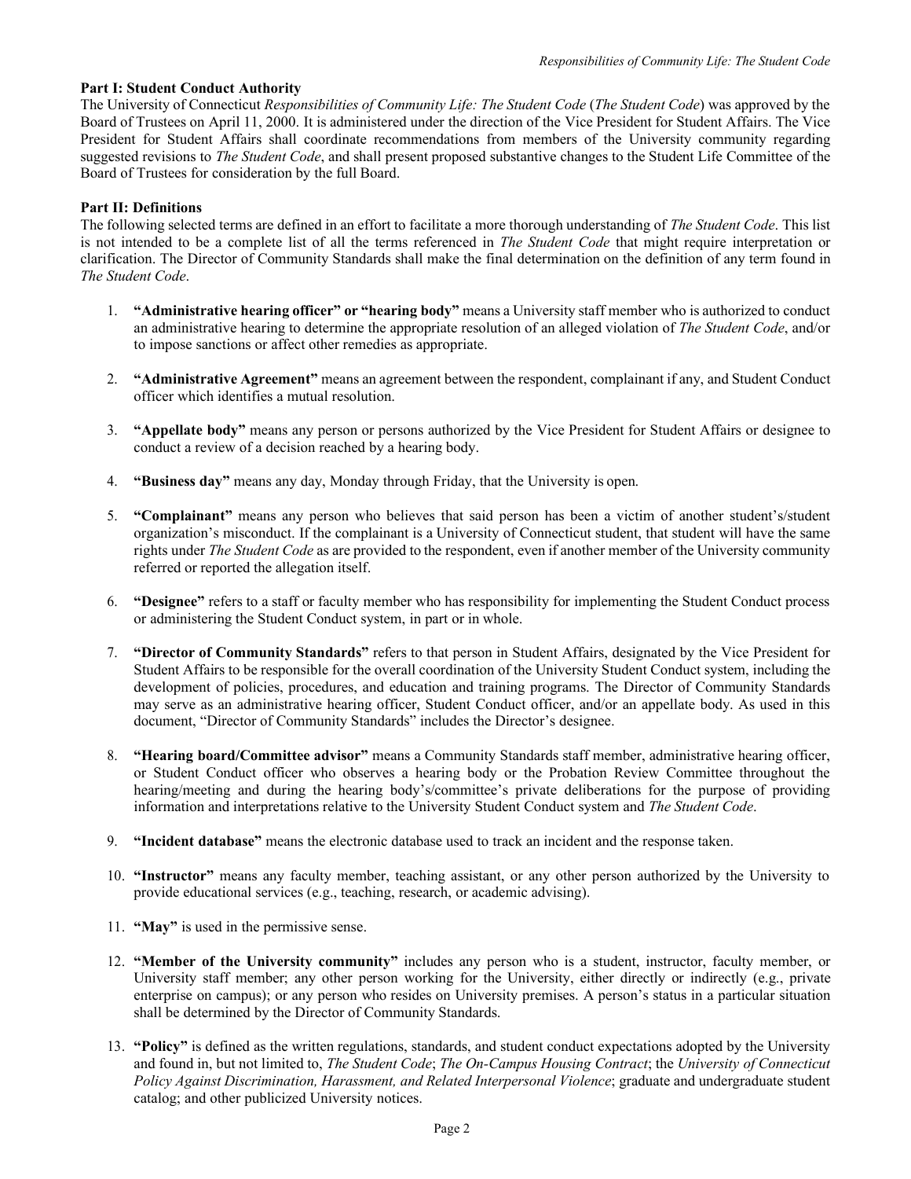**Part I: Student Conduct Authority**

The University of Connecticut *Responsibilities of Community Life: The Student Code* (*The Student Code*) was approved by the Board of Trustees on April 11, 2000. It is administered under the direction of the Vice President for Student Affairs. The Vice President for Student Affairs shall coordinate recommendations from members of the University community regarding suggested revisions to *The Student Code*, and shall present proposed substantive changes to the Student Life Committee of the Board of Trustees for consideration by the full Board.

**Part II: Definitions**

The following selected terms are defined in an effort to facilitate a more thorough understanding of *The Student Code*. This list is not intended to be a complete list of all the terms referenced in *The Student Code* that might require interpretation or clarification. The Director of Community Standards shall make the final determination on the definition of any term found in *The Student Code*.

1. **"Administrative hearing officer" or "hearing body"** means a University staff member who is authorized to conduct an administrative hearing to determine the appropriate resolution of an alleged violation of *The Student Code*, and/or to impose sanctions or affect other remedies as appropriate.

2. **"Administrative Agreement"** means an agreement between the respondent, complainant if any, and Student Conduct officer which identifies a mutual resolution.

3. **"Appellate body"** means any person or persons authorized by the Vice President for Student Affairs or designee to conduct a review of a decision reached by a hearing body.

4. **"Business day"** means any day, Monday through Friday, that the University is open.

5. **"Complainant"** means any person who believes that said person has been a victim of another student's/student organization's misconduct. If the complainant is a University of Connecticut student, that student will have the same rights under *The Student Code* as are provided to the respondent, even if another member of the University community referred or reported the allegation itself.

6. **"Designee"** refers to a staff or faculty member who has responsibility for implementing the Student Conduct process or administering the Student Conduct system, in part or in whole.

7. **"Director of Community Standards"** refers to that person in Student Affairs, designated by the Vice President for Student Affairs to be responsible for the overall coordination of the University Student Conduct system, including the development of policies, procedures, and education and training programs. The Director of Community Standards may serve as an administrative hearing officer, Student Conduct officer, and/or an appellate body. As used in this document, "Director of Community Standards" includes the Director's designee.

8. **"Hearing board/Committee advisor"** means a Community Standards staff member, administrative hearing officer, or Student Conduct officer who observes a hearing body or the Probation Review Committee throughout the hearing/meeting and during the hearing body's/committee's private deliberations for the purpose of providing information and interpretations relative to the University Student Conduct system and *The Student Code*.

9. **"Incident database"** means the electronic database used to track an incident and the response taken.

10. **"Instructor"** means any faculty member, teaching assistant, or any other person authorized by the University to provide educational services (e.g., teaching, research, or academic advising).

11. **"May"** is used in the permissive sense.

12. **"Member of the University community"** includes any person who is a student, instructor, faculty member, or University staff member; any other person working for the University, either directly or indirectly (e.g., private enterprise on campus); or any person who resides on University premises. A person's status in a particular situation shall be determined by the Director of Community Standards.

13. **"Policy"** is defined as the written regulations, standards, and student conduct expectations adopted by the University and found in, but not limited to, *The Student Code*; *The On-Campus Housing Contract*; the *University of Connecticut Policy Against Discrimination, Harassment, and Related Interpersonal Violence*; graduate and undergraduate student catalog; and other publicized University notices.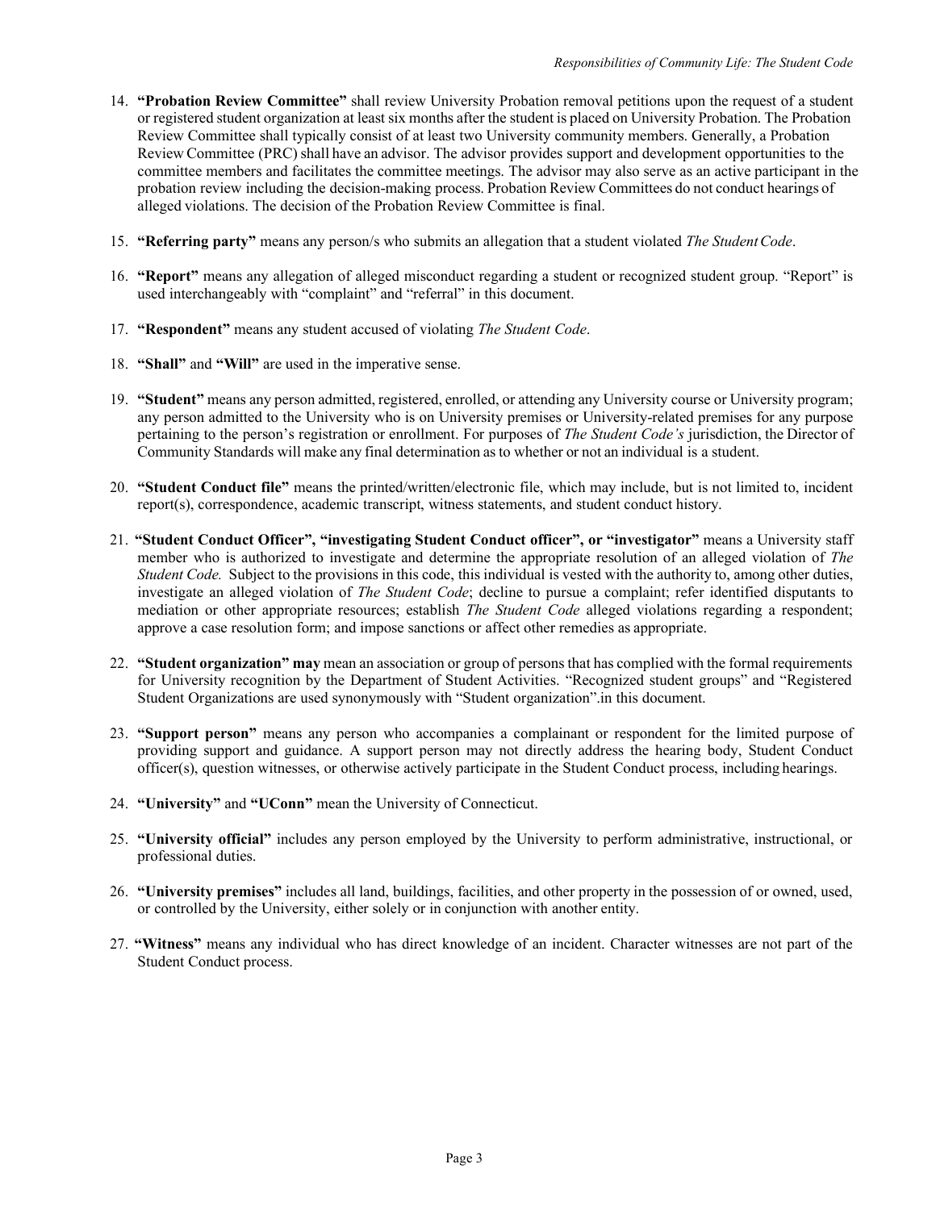14. **"Probation Review Committee"** shall review University Probation removal petitions upon the request of a student or registered student organization at least six months after the student is placed on University Probation. The Probation Review Committee shall typically consist of at least two University community members. Generally, a Probation Review Committee (PRC) shall have an advisor. The advisor provides support and development opportunities to the committee members and facilitates the committee meetings. The advisor may also serve as an active participant in the probation review including the decision-making process. Probation Review Committees do not conduct hearings of alleged violations. The decision of the Probation Review Committee is final.

15. **"Referring party"** means any person/s who submits an allegation that a student violated *The Student Code*.

16. **"Report"** means any allegation of alleged misconduct regarding a student or recognized student group. "Report" is used interchangeably with "complaint" and "referral" in this document.

17. **"Respondent"** means any student accused of violating *The Student Code*.

18. **"Shall"** and **"Will"** are used in the imperative sense.

19. **"Student"** means any person admitted, registered, enrolled, or attending any University course or University program; any person admitted to the University who is on University premises or University-related premises for any purpose pertaining to the person's registration or enrollment. For purposes of *The Student Code's* jurisdiction, the Director of Community Standards will make any final determination as to whether or not an individual is a student.

20. **"Student Conduct file"** means the printed/written/electronic file, which may include, but is not limited to, incident report(s), correspondence, academic transcript, witness statements, and student conduct history.

21. **"Student Conduct Officer", "investigating Student Conduct officer", or "investigator"** means a University staff member who is authorized to investigate and determine the appropriate resolution of an alleged violation of *The Student Code.* Subject to the provisions in this code, this individual is vested with the authority to, among other duties, investigate an alleged violation of *The Student Code*; decline to pursue a complaint; refer identified disputants to mediation or other appropriate resources; establish *The Student Code* alleged violations regarding a respondent; approve a case resolution form; and impose sanctions or affect other remedies as appropriate.

22. **"Student organization" may** mean an association or group of persons that has complied with the formal requirements for University recognition by the Department of Student Activities. "Recognized student groups" and "Registered Student Organizations are used synonymously with "Student organization".in this document.

23. **"Support person"** means any person who accompanies a complainant or respondent for the limited purpose of providing support and guidance. A support person may not directly address the hearing body, Student Conduct officer(s), question witnesses, or otherwise actively participate in the Student Conduct process, including hearings.

24. **"University"** and **"UConn"** mean the University of Connecticut.

25. **"University official"** includes any person employed by the University to perform administrative, instructional, or professional duties.

26. **"University premises"** includes all land, buildings, facilities, and other property in the possession of or owned, used, or controlled by the University, either solely or in conjunction with another entity.

27. **"Witness"** means any individual who has direct knowledge of an incident. Character witnesses are not part of the Student Conduct process.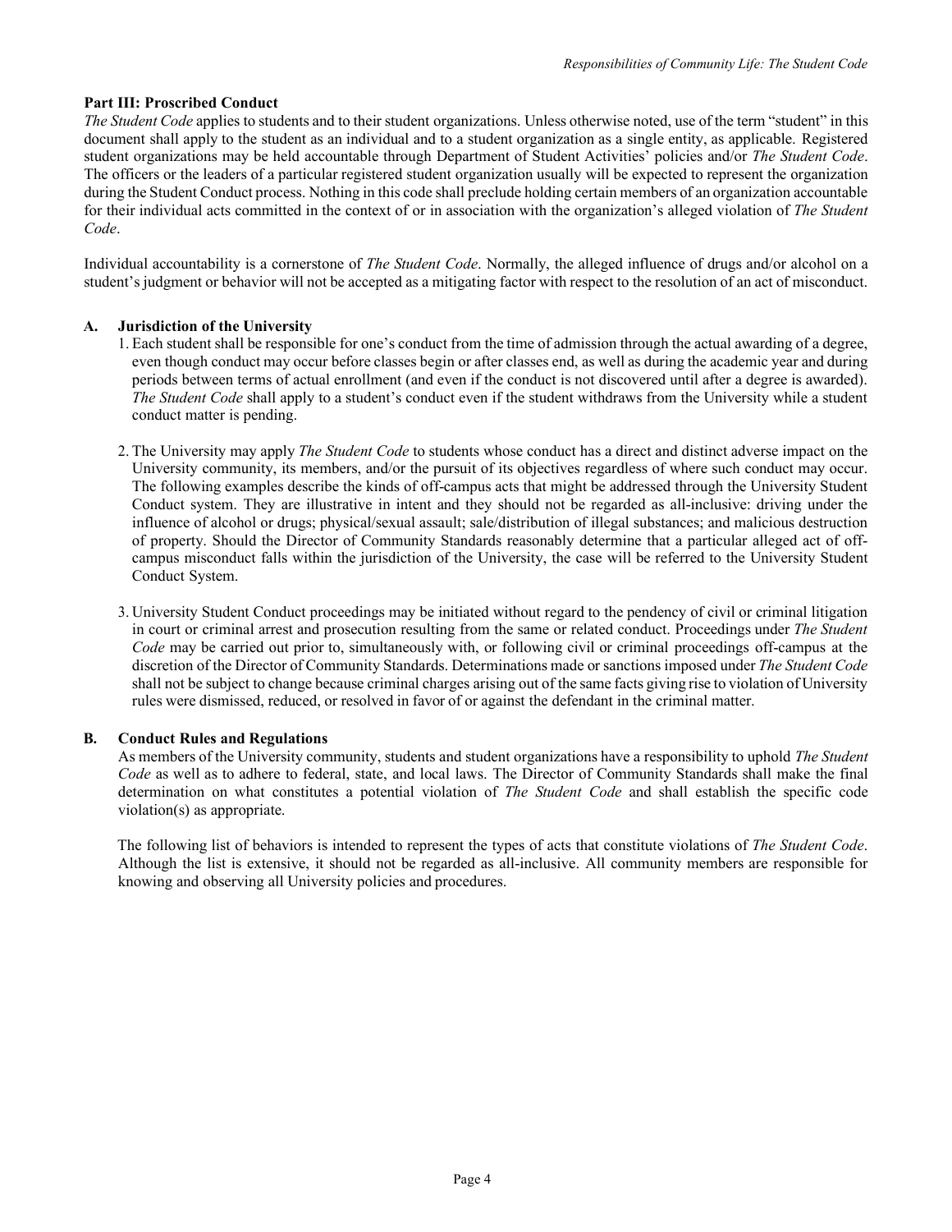## Part III: Proscribed Conduct

*The Student Code* applies to students and to their student organizations. Unless otherwise noted, use of the term "student" in this document shall apply to the student as an individual and to a student organization as a single entity, as applicable. Registered student organizations may be held accountable through Department of Student Activities' policies and/or *The Student Code*. The officers or the leaders of a particular registered student organization usually will be expected to represent the organization during the Student Conduct process. Nothing in this code shall preclude holding certain members of an organization accountable for their individual acts committed in the context of or in association with the organization's alleged violation of *The Student Code*.

Individual accountability is a cornerstone of *The Student Code*. Normally, the alleged influence of drugs and/or alcohol on a student's judgment or behavior will not be accepted as a mitigating factor with respect to the resolution of an act of misconduct.

### A. Jurisdiction of the University

1. Each student shall be responsible for one's conduct from the time of admission through the actual awarding of a degree, even though conduct may occur before classes begin or after classes end, as well as during the academic year and during periods between terms of actual enrollment (and even if the conduct is not discovered until after a degree is awarded). *The Student Code* shall apply to a student's conduct even if the student withdraws from the University while a student conduct matter is pending.

2. The University may apply *The Student Code* to students whose conduct has a direct and distinct adverse impact on the University community, its members, and/or the pursuit of its objectives regardless of where such conduct may occur. The following examples describe the kinds of off-campus acts that might be addressed through the University Student Conduct system. They are illustrative in intent and they should not be regarded as all-inclusive: driving under the influence of alcohol or drugs; physical/sexual assault; sale/distribution of illegal substances; and malicious destruction of property. Should the Director of Community Standards reasonably determine that a particular alleged act of off-campus misconduct falls within the jurisdiction of the University, the case will be referred to the University Student Conduct System.

3. University Student Conduct proceedings may be initiated without regard to the pendency of civil or criminal litigation in court or criminal arrest and prosecution resulting from the same or related conduct. Proceedings under *The Student Code* may be carried out prior to, simultaneously with, or following civil or criminal proceedings off-campus at the discretion of the Director of Community Standards. Determinations made or sanctions imposed under *The Student Code* shall not be subject to change because criminal charges arising out of the same facts giving rise to violation of University rules were dismissed, reduced, or resolved in favor of or against the defendant in the criminal matter.

### B. Conduct Rules and Regulations

As members of the University community, students and student organizations have a responsibility to uphold *The Student Code* as well as to adhere to federal, state, and local laws. The Director of Community Standards shall make the final determination on what constitutes a potential violation of *The Student Code* and shall establish the specific code violation(s) as appropriate.

The following list of behaviors is intended to represent the types of acts that constitute violations of *The Student Code*. Although the list is extensive, it should not be regarded as all-inclusive. All community members are responsible for knowing and observing all University policies and procedures.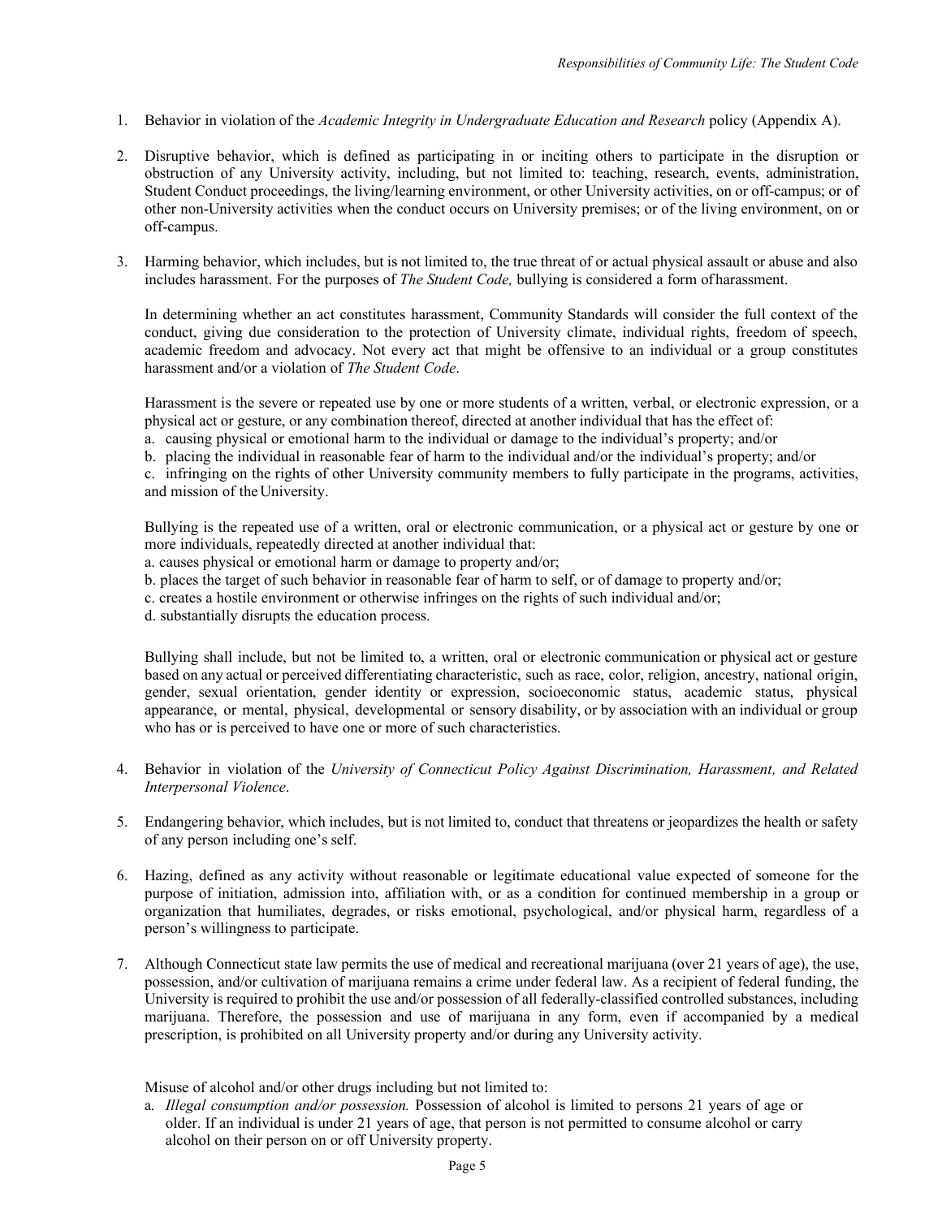1. Behavior in violation of the *Academic Integrity in Undergraduate Education and Research* policy (Appendix A).

2. Disruptive behavior, which is defined as participating in or inciting others to participate in the disruption or obstruction of any University activity, including, but not limited to: teaching, research, events, administration, Student Conduct proceedings, the living/learning environment, or other University activities, on or off-campus; or of other non-University activities when the conduct occurs on University premises; or of the living environment, on or off-campus.

3. Harming behavior, which includes, but is not limited to, the true threat of or actual physical assault or abuse and also includes harassment. For the purposes of *The Student Code,* bullying is considered a form of harassment.

   In determining whether an act constitutes harassment, Community Standards will consider the full context of the conduct, giving due consideration to the protection of University climate, individual rights, freedom of speech, academic freedom and advocacy. Not every act that might be offensive to an individual or a group constitutes harassment and/or a violation of *The Student Code*.

   Harassment is the severe or repeated use by one or more students of a written, verbal, or electronic expression, or a physical act or gesture, or any combination thereof, directed at another individual that has the effect of:
   a. causing physical or emotional harm to the individual or damage to the individual's property; and/or
   b. placing the individual in reasonable fear of harm to the individual and/or the individual's property; and/or
   c. infringing on the rights of other University community members to fully participate in the programs, activities, and mission of the University.

   Bullying is the repeated use of a written, oral or electronic communication, or a physical act or gesture by one or more individuals, repeatedly directed at another individual that:
   a. causes physical or emotional harm or damage to property and/or;
   b. places the target of such behavior in reasonable fear of harm to self, or of damage to property and/or;
   c. creates a hostile environment or otherwise infringes on the rights of such individual and/or;
   d. substantially disrupts the education process.

   Bullying shall include, but not be limited to, a written, oral or electronic communication or physical act or gesture based on any actual or perceived differentiating characteristic, such as race, color, religion, ancestry, national origin, gender, sexual orientation, gender identity or expression, socioeconomic status, academic status, physical appearance, or mental, physical, developmental or sensory disability, or by association with an individual or group who has or is perceived to have one or more of such characteristics.

4. Behavior in violation of the *University of Connecticut Policy Against Discrimination, Harassment, and Related Interpersonal Violence*.

5. Endangering behavior, which includes, but is not limited to, conduct that threatens or jeopardizes the health or safety of any person including one's self.

6. Hazing, defined as any activity without reasonable or legitimate educational value expected of someone for the purpose of initiation, admission into, affiliation with, or as a condition for continued membership in a group or organization that humiliates, degrades, or risks emotional, psychological, and/or physical harm, regardless of a person's willingness to participate.

7. Although Connecticut state law permits the use of medical and recreational marijuana (over 21 years of age), the use, possession, and/or cultivation of marijuana remains a crime under federal law. As a recipient of federal funding, the University is required to prohibit the use and/or possession of all federally-classified controlled substances, including marijuana. Therefore, the possession and use of marijuana in any form, even if accompanied by a medical prescription, is prohibited on all University property and/or during any University activity.

   Misuse of alcohol and/or other drugs including but not limited to:
   a. *Illegal consumption and/or possession.* Possession of alcohol is limited to persons 21 years of age or older. If an individual is under 21 years of age, that person is not permitted to consume alcohol or carry alcohol on their person on or off University property.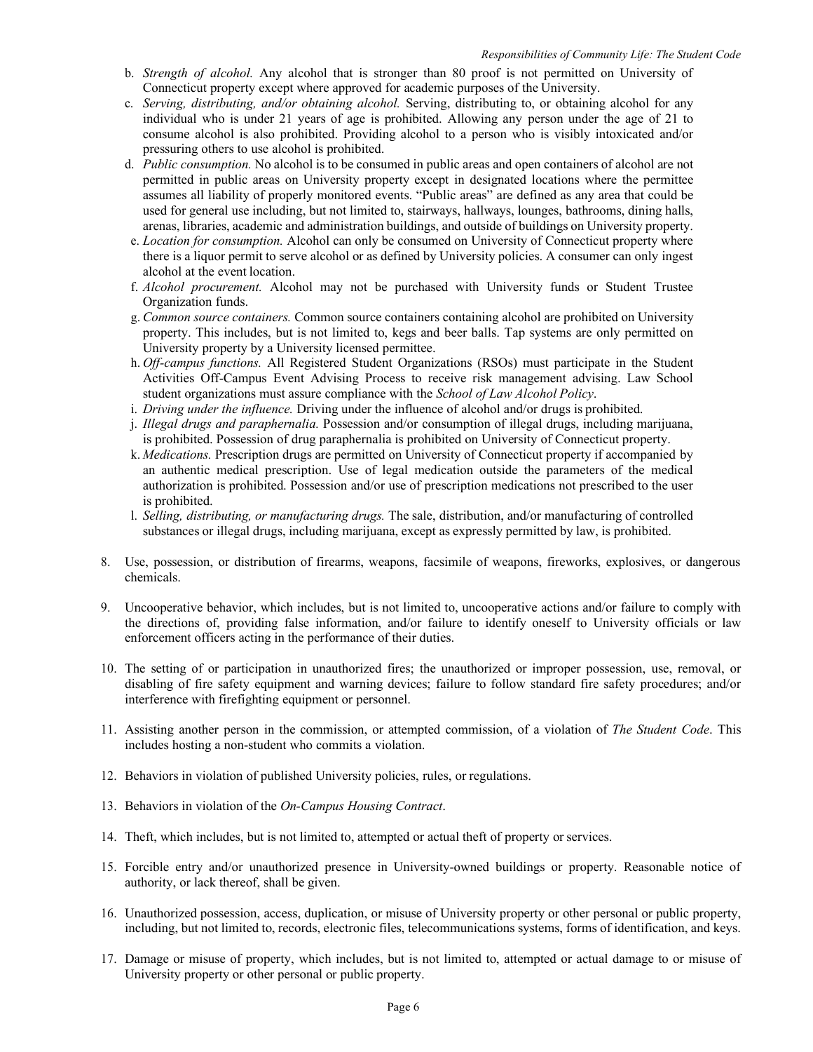b. *Strength of alcohol.* Any alcohol that is stronger than 80 proof is not permitted on University of Connecticut property except where approved for academic purposes of the University.

c. *Serving, distributing, and/or obtaining alcohol.* Serving, distributing to, or obtaining alcohol for any individual who is under 21 years of age is prohibited. Allowing any person under the age of 21 to consume alcohol is also prohibited. Providing alcohol to a person who is visibly intoxicated and/or pressuring others to use alcohol is prohibited.

d. *Public consumption.* No alcohol is to be consumed in public areas and open containers of alcohol are not permitted in public areas on University property except in designated locations where the permittee assumes all liability of properly monitored events. "Public areas" are defined as any area that could be used for general use including, but not limited to, stairways, hallways, lounges, bathrooms, dining halls, arenas, libraries, academic and administration buildings, and outside of buildings on University property.

e. *Location for consumption.* Alcohol can only be consumed on University of Connecticut property where there is a liquor permit to serve alcohol or as defined by University policies. A consumer can only ingest alcohol at the event location.

f. *Alcohol procurement.* Alcohol may not be purchased with University funds or Student Trustee Organization funds.

g. *Common source containers.* Common source containers containing alcohol are prohibited on University property. This includes, but is not limited to, kegs and beer balls. Tap systems are only permitted on University property by a University licensed permittee.

h. *Off-campus functions.* All Registered Student Organizations (RSOs) must participate in the Student Activities Off-Campus Event Advising Process to receive risk management advising. Law School student organizations must assure compliance with the *School of Law Alcohol Policy*.

i. *Driving under the influence.* Driving under the influence of alcohol and/or drugs is prohibited.

j. *Illegal drugs and paraphernalia.* Possession and/or consumption of illegal drugs, including marijuana, is prohibited. Possession of drug paraphernalia is prohibited on University of Connecticut property.

k. *Medications.* Prescription drugs are permitted on University of Connecticut property if accompanied by an authentic medical prescription. Use of legal medication outside the parameters of the medical authorization is prohibited. Possession and/or use of prescription medications not prescribed to the user is prohibited.

l. *Selling, distributing, or manufacturing drugs.* The sale, distribution, and/or manufacturing of controlled substances or illegal drugs, including marijuana, except as expressly permitted by law, is prohibited.

8. Use, possession, or distribution of firearms, weapons, facsimile of weapons, fireworks, explosives, or dangerous chemicals.

9. Uncooperative behavior, which includes, but is not limited to, uncooperative actions and/or failure to comply with the directions of, providing false information, and/or failure to identify oneself to University officials or law enforcement officers acting in the performance of their duties.

10. The setting of or participation in unauthorized fires; the unauthorized or improper possession, use, removal, or disabling of fire safety equipment and warning devices; failure to follow standard fire safety procedures; and/or interference with firefighting equipment or personnel.

11. Assisting another person in the commission, or attempted commission, of a violation of *The Student Code*. This includes hosting a non-student who commits a violation.

12. Behaviors in violation of published University policies, rules, or regulations.

13. Behaviors in violation of the *On-Campus Housing Contract*.

14. Theft, which includes, but is not limited to, attempted or actual theft of property or services.

15. Forcible entry and/or unauthorized presence in University-owned buildings or property. Reasonable notice of authority, or lack thereof, shall be given.

16. Unauthorized possession, access, duplication, or misuse of University property or other personal or public property, including, but not limited to, records, electronic files, telecommunications systems, forms of identification, and keys.

17. Damage or misuse of property, which includes, but is not limited to, attempted or actual damage to or misuse of University property or other personal or public property.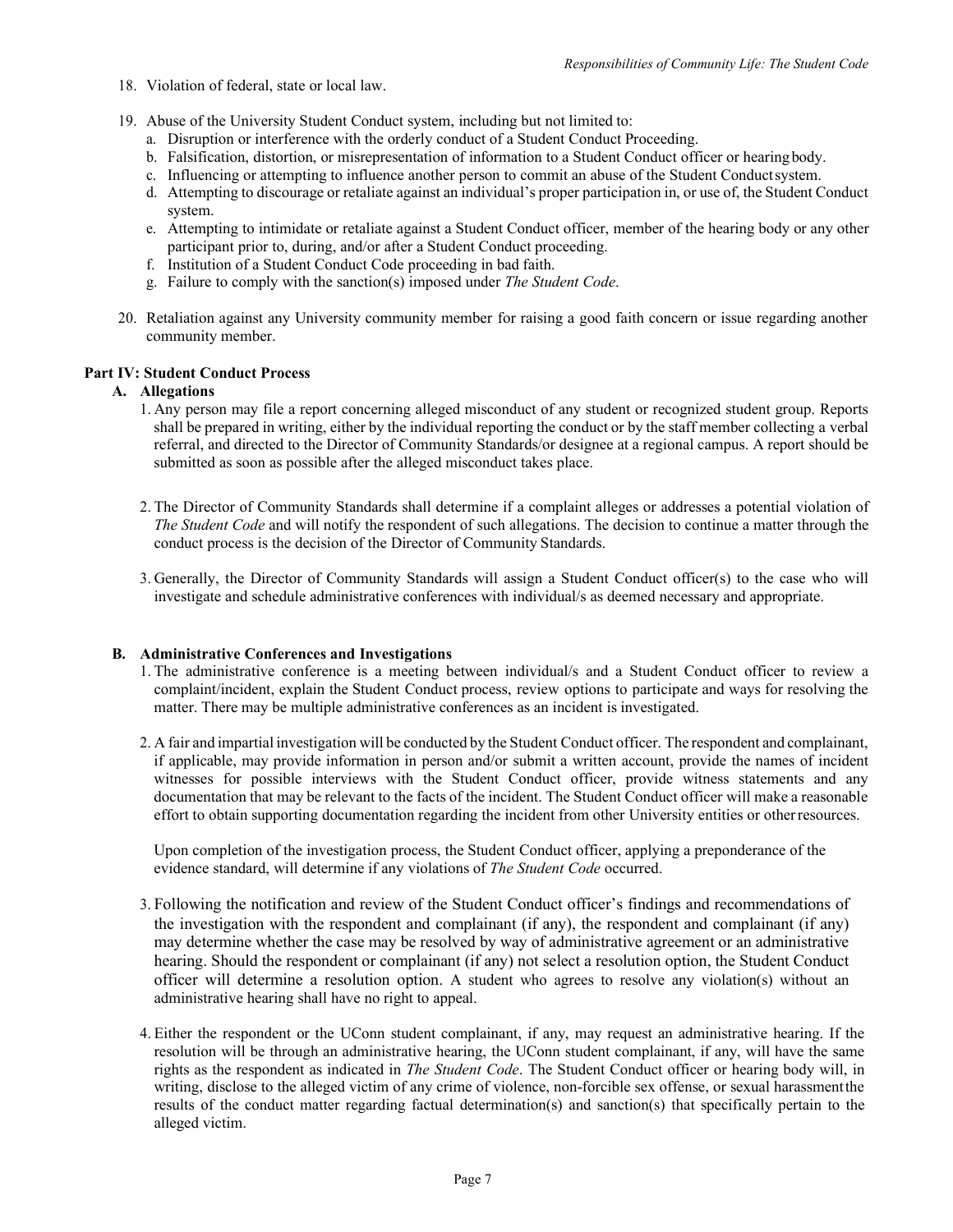18. Violation of federal, state or local law.

19. Abuse of the University Student Conduct system, including but not limited to:
    a. Disruption or interference with the orderly conduct of a Student Conduct Proceeding.
    b. Falsification, distortion, or misrepresentation of information to a Student Conduct officer or hearing body.
    c. Influencing or attempting to influence another person to commit an abuse of the Student Conduct system.
    d. Attempting to discourage or retaliate against an individual's proper participation in, or use of, the Student Conduct system.
    e. Attempting to intimidate or retaliate against a Student Conduct officer, member of the hearing body or any other participant prior to, during, and/or after a Student Conduct proceeding.
    f. Institution of a Student Conduct Code proceeding in bad faith.
    g. Failure to comply with the sanction(s) imposed under *The Student Code*.

20. Retaliation against any University community member for raising a good faith concern or issue regarding another community member.

**Part IV: Student Conduct Process**

**A. Allegations**

1. Any person may file a report concerning alleged misconduct of any student or recognized student group. Reports shall be prepared in writing, either by the individual reporting the conduct or by the staff member collecting a verbal referral, and directed to the Director of Community Standards/or designee at a regional campus. A report should be submitted as soon as possible after the alleged misconduct takes place.

2. The Director of Community Standards shall determine if a complaint alleges or addresses a potential violation of *The Student Code* and will notify the respondent of such allegations. The decision to continue a matter through the conduct process is the decision of the Director of Community Standards.

3. Generally, the Director of Community Standards will assign a Student Conduct officer(s) to the case who will investigate and schedule administrative conferences with individual/s as deemed necessary and appropriate.

**B. Administrative Conferences and Investigations**

1. The administrative conference is a meeting between individual/s and a Student Conduct officer to review a complaint/incident, explain the Student Conduct process, review options to participate and ways for resolving the matter. There may be multiple administrative conferences as an incident is investigated.

2. A fair and impartial investigation will be conducted by the Student Conduct officer. The respondent and complainant, if applicable, may provide information in person and/or submit a written account, provide the names of incident witnesses for possible interviews with the Student Conduct officer, provide witness statements and any documentation that may be relevant to the facts of the incident. The Student Conduct officer will make a reasonable effort to obtain supporting documentation regarding the incident from other University entities or other resources.

   Upon completion of the investigation process, the Student Conduct officer, applying a preponderance of the evidence standard, will determine if any violations of *The Student Code* occurred.

3. Following the notification and review of the Student Conduct officer's findings and recommendations of the investigation with the respondent and complainant (if any), the respondent and complainant (if any) may determine whether the case may be resolved by way of administrative agreement or an administrative hearing. Should the respondent or complainant (if any) not select a resolution option, the Student Conduct officer will determine a resolution option. A student who agrees to resolve any violation(s) without an administrative hearing shall have no right to appeal.

4. Either the respondent or the UConn student complainant, if any, may request an administrative hearing. If the resolution will be through an administrative hearing, the UConn student complainant, if any, will have the same rights as the respondent as indicated in *The Student Code*. The Student Conduct officer or hearing body will, in writing, disclose to the alleged victim of any crime of violence, non-forcible sex offense, or sexual harassment the results of the conduct matter regarding factual determination(s) and sanction(s) that specifically pertain to the alleged victim.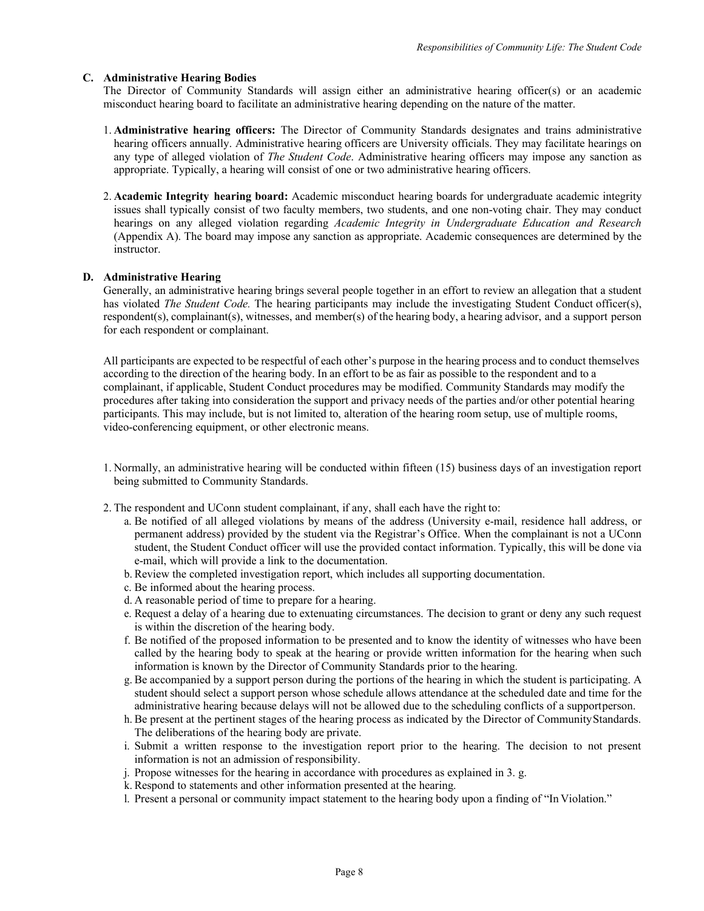### C. Administrative Hearing Bodies

The Director of Community Standards will assign either an administrative hearing officer(s) or an academic misconduct hearing board to facilitate an administrative hearing depending on the nature of the matter.

1. **Administrative hearing officers:** The Director of Community Standards designates and trains administrative hearing officers annually. Administrative hearing officers are University officials. They may facilitate hearings on any type of alleged violation of *The Student Code*. Administrative hearing officers may impose any sanction as appropriate. Typically, a hearing will consist of one or two administrative hearing officers.

2. **Academic Integrity hearing board:** Academic misconduct hearing boards for undergraduate academic integrity issues shall typically consist of two faculty members, two students, and one non-voting chair. They may conduct hearings on any alleged violation regarding *Academic Integrity in Undergraduate Education and Research* (Appendix A). The board may impose any sanction as appropriate. Academic consequences are determined by the instructor.

### D. Administrative Hearing

Generally, an administrative hearing brings several people together in an effort to review an allegation that a student has violated *The Student Code.* The hearing participants may include the investigating Student Conduct officer(s), respondent(s), complainant(s), witnesses, and member(s) of the hearing body, a hearing advisor, and a support person for each respondent or complainant.

All participants are expected to be respectful of each other's purpose in the hearing process and to conduct themselves according to the direction of the hearing body. In an effort to be as fair as possible to the respondent and to a complainant, if applicable, Student Conduct procedures may be modified. Community Standards may modify the procedures after taking into consideration the support and privacy needs of the parties and/or other potential hearing participants. This may include, but is not limited to, alteration of the hearing room setup, use of multiple rooms, video-conferencing equipment, or other electronic means.

1. Normally, an administrative hearing will be conducted within fifteen (15) business days of an investigation report being submitted to Community Standards.

2. The respondent and UConn student complainant, if any, shall each have the right to:
   a. Be notified of all alleged violations by means of the address (University e-mail, residence hall address, or permanent address) provided by the student via the Registrar's Office. When the complainant is not a UConn student, the Student Conduct officer will use the provided contact information. Typically, this will be done via e-mail, which will provide a link to the documentation.
   b. Review the completed investigation report, which includes all supporting documentation.
   c. Be informed about the hearing process.
   d. A reasonable period of time to prepare for a hearing.
   e. Request a delay of a hearing due to extenuating circumstances. The decision to grant or deny any such request is within the discretion of the hearing body.
   f. Be notified of the proposed information to be presented and to know the identity of witnesses who have been called by the hearing body to speak at the hearing or provide written information for the hearing when such information is known by the Director of Community Standards prior to the hearing.
   g. Be accompanied by a support person during the portions of the hearing in which the student is participating. A student should select a support person whose schedule allows attendance at the scheduled date and time for the administrative hearing because delays will not be allowed due to the scheduling conflicts of a support person.
   h. Be present at the pertinent stages of the hearing process as indicated by the Director of Community Standards. The deliberations of the hearing body are private.
   i. Submit a written response to the investigation report prior to the hearing. The decision to not present information is not an admission of responsibility.
   j. Propose witnesses for the hearing in accordance with procedures as explained in 3. g.
   k. Respond to statements and other information presented at the hearing.
   l. Present a personal or community impact statement to the hearing body upon a finding of "In Violation."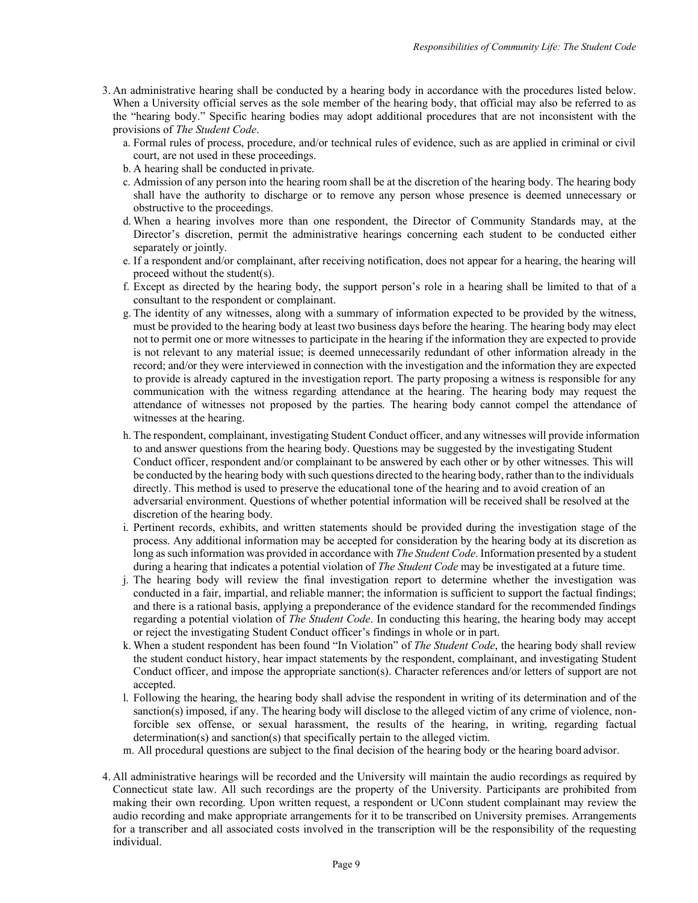3. An administrative hearing shall be conducted by a hearing body in accordance with the procedures listed below. When a University official serves as the sole member of the hearing body, that official may also be referred to as the "hearing body." Specific hearing bodies may adopt additional procedures that are not inconsistent with the provisions of *The Student Code*.
   a. Formal rules of process, procedure, and/or technical rules of evidence, such as are applied in criminal or civil court, are not used in these proceedings.
   b. A hearing shall be conducted in private.
   c. Admission of any person into the hearing room shall be at the discretion of the hearing body. The hearing body shall have the authority to discharge or to remove any person whose presence is deemed unnecessary or obstructive to the proceedings.
   d. When a hearing involves more than one respondent, the Director of Community Standards may, at the Director's discretion, permit the administrative hearings concerning each student to be conducted either separately or jointly.
   e. If a respondent and/or complainant, after receiving notification, does not appear for a hearing, the hearing will proceed without the student(s).
   f. Except as directed by the hearing body, the support person's role in a hearing shall be limited to that of a consultant to the respondent or complainant.
   g. The identity of any witnesses, along with a summary of information expected to be provided by the witness, must be provided to the hearing body at least two business days before the hearing. The hearing body may elect not to permit one or more witnesses to participate in the hearing if the information they are expected to provide is not relevant to any material issue; is deemed unnecessarily redundant of other information already in the record; and/or they were interviewed in connection with the investigation and the information they are expected to provide is already captured in the investigation report. The party proposing a witness is responsible for any communication with the witness regarding attendance at the hearing. The hearing body may request the attendance of witnesses not proposed by the parties. The hearing body cannot compel the attendance of witnesses at the hearing.
   h. The respondent, complainant, investigating Student Conduct officer, and any witnesses will provide information to and answer questions from the hearing body. Questions may be suggested by the investigating Student Conduct officer, respondent and/or complainant to be answered by each other or by other witnesses. This will be conducted by the hearing body with such questions directed to the hearing body, rather than to the individuals directly. This method is used to preserve the educational tone of the hearing and to avoid creation of an adversarial environment. Questions of whether potential information will be received shall be resolved at the discretion of the hearing body.
   i. Pertinent records, exhibits, and written statements should be provided during the investigation stage of the process. Any additional information may be accepted for consideration by the hearing body at its discretion as long as such information was provided in accordance with *The Student Code*. Information presented by a student during a hearing that indicates a potential violation of *The Student Code* may be investigated at a future time.
   j. The hearing body will review the final investigation report to determine whether the investigation was conducted in a fair, impartial, and reliable manner; the information is sufficient to support the factual findings; and there is a rational basis, applying a preponderance of the evidence standard for the recommended findings regarding a potential violation of *The Student Code*. In conducting this hearing, the hearing body may accept or reject the investigating Student Conduct officer's findings in whole or in part.
   k. When a student respondent has been found "In Violation" of *The Student Code*, the hearing body shall review the student conduct history, hear impact statements by the respondent, complainant, and investigating Student Conduct officer, and impose the appropriate sanction(s). Character references and/or letters of support are not accepted.
   l. Following the hearing, the hearing body shall advise the respondent in writing of its determination and of the sanction(s) imposed, if any. The hearing body will disclose to the alleged victim of any crime of violence, non-forcible sex offense, or sexual harassment, the results of the hearing, in writing, regarding factual determination(s) and sanction(s) that specifically pertain to the alleged victim.
   m. All procedural questions are subject to the final decision of the hearing body or the hearing board advisor.

4. All administrative hearings will be recorded and the University will maintain the audio recordings as required by Connecticut state law. All such recordings are the property of the University. Participants are prohibited from making their own recording. Upon written request, a respondent or UConn student complainant may review the audio recording and make appropriate arrangements for it to be transcribed on University premises. Arrangements for a transcriber and all associated costs involved in the transcription will be the responsibility of the requesting individual.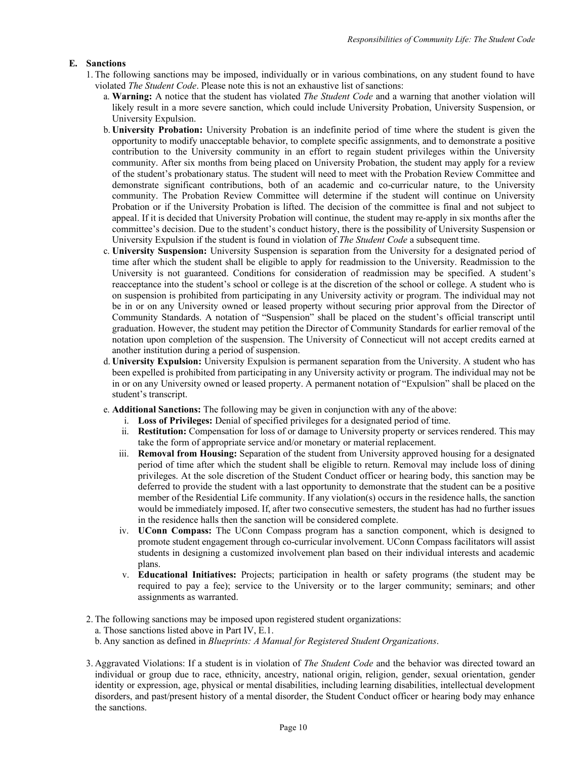### E. Sanctions

1. The following sanctions may be imposed, individually or in various combinations, on any student found to have violated *The Student Code*. Please note this is not an exhaustive list of sanctions:
   a. **Warning:** A notice that the student has violated *The Student Code* and a warning that another violation will likely result in a more severe sanction, which could include University Probation, University Suspension, or University Expulsion.
   b. **University Probation:** University Probation is an indefinite period of time where the student is given the opportunity to modify unacceptable behavior, to complete specific assignments, and to demonstrate a positive contribution to the University community in an effort to regain student privileges within the University community. After six months from being placed on University Probation, the student may apply for a review of the student's probationary status. The student will need to meet with the Probation Review Committee and demonstrate significant contributions, both of an academic and co-curricular nature, to the University community. The Probation Review Committee will determine if the student will continue on University Probation or if the University Probation is lifted. The decision of the committee is final and not subject to appeal. If it is decided that University Probation will continue, the student may re-apply in six months after the committee's decision. Due to the student's conduct history, there is the possibility of University Suspension or University Expulsion if the student is found in violation of *The Student Code* a subsequent time.
   c. **University Suspension:** University Suspension is separation from the University for a designated period of time after which the student shall be eligible to apply for readmission to the University. Readmission to the University is not guaranteed. Conditions for consideration of readmission may be specified. A student's reacceptance into the student's school or college is at the discretion of the school or college. A student who is on suspension is prohibited from participating in any University activity or program. The individual may not be in or on any University owned or leased property without securing prior approval from the Director of Community Standards. A notation of "Suspension" shall be placed on the student's official transcript until graduation. However, the student may petition the Director of Community Standards for earlier removal of the notation upon completion of the suspension. The University of Connecticut will not accept credits earned at another institution during a period of suspension.
   d. **University Expulsion:** University Expulsion is permanent separation from the University. A student who has been expelled is prohibited from participating in any University activity or program. The individual may not be in or on any University owned or leased property. A permanent notation of "Expulsion" shall be placed on the student's transcript.
   e. **Additional Sanctions:** The following may be given in conjunction with any of the above:
      i. **Loss of Privileges:** Denial of specified privileges for a designated period of time.
      ii. **Restitution:** Compensation for loss of or damage to University property or services rendered. This may take the form of appropriate service and/or monetary or material replacement.
      iii. **Removal from Housing:** Separation of the student from University approved housing for a designated period of time after which the student shall be eligible to return. Removal may include loss of dining privileges. At the sole discretion of the Student Conduct officer or hearing body, this sanction may be deferred to provide the student with a last opportunity to demonstrate that the student can be a positive member of the Residential Life community. If any violation(s) occurs in the residence halls, the sanction would be immediately imposed. If, after two consecutive semesters, the student has had no further issues in the residence halls then the sanction will be considered complete.
      iv. **UConn Compass:** The UConn Compass program has a sanction component, which is designed to promote student engagement through co-curricular involvement. UConn Compass facilitators will assist students in designing a customized involvement plan based on their individual interests and academic plans.
      v. **Educational Initiatives:** Projects; participation in health or safety programs (the student may be required to pay a fee); service to the University or to the larger community; seminars; and other assignments as warranted.

2. The following sanctions may be imposed upon registered student organizations:
   a. Those sanctions listed above in Part IV, E.1.
   b. Any sanction as defined in *Blueprints: A Manual for Registered Student Organizations*.

3. Aggravated Violations: If a student is in violation of *The Student Code* and the behavior was directed toward an individual or group due to race, ethnicity, ancestry, national origin, religion, gender, sexual orientation, gender identity or expression, age, physical or mental disabilities, including learning disabilities, intellectual development disorders, and past/present history of a mental disorder, the Student Conduct officer or hearing body may enhance the sanctions.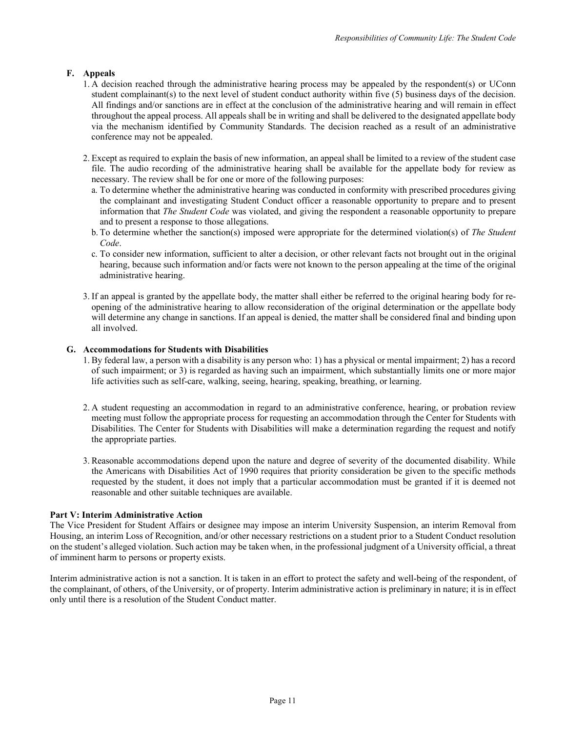### F. Appeals

1. A decision reached through the administrative hearing process may be appealed by the respondent(s) or UConn student complainant(s) to the next level of student conduct authority within five (5) business days of the decision. All findings and/or sanctions are in effect at the conclusion of the administrative hearing and will remain in effect throughout the appeal process. All appeals shall be in writing and shall be delivered to the designated appellate body via the mechanism identified by Community Standards. The decision reached as a result of an administrative conference may not be appealed.

2. Except as required to explain the basis of new information, an appeal shall be limited to a review of the student case file. The audio recording of the administrative hearing shall be available for the appellate body for review as necessary. The review shall be for one or more of the following purposes:
   a. To determine whether the administrative hearing was conducted in conformity with prescribed procedures giving the complainant and investigating Student Conduct officer a reasonable opportunity to prepare and to present information that *The Student Code* was violated, and giving the respondent a reasonable opportunity to prepare and to present a response to those allegations.
   b. To determine whether the sanction(s) imposed were appropriate for the determined violation(s) of *The Student Code*.
   c. To consider new information, sufficient to alter a decision, or other relevant facts not brought out in the original hearing, because such information and/or facts were not known to the person appealing at the time of the original administrative hearing.

3. If an appeal is granted by the appellate body, the matter shall either be referred to the original hearing body for re-opening of the administrative hearing to allow reconsideration of the original determination or the appellate body will determine any change in sanctions. If an appeal is denied, the matter shall be considered final and binding upon all involved.

### G. Accommodations for Students with Disabilities

1. By federal law, a person with a disability is any person who: 1) has a physical or mental impairment; 2) has a record of such impairment; or 3) is regarded as having such an impairment, which substantially limits one or more major life activities such as self-care, walking, seeing, hearing, speaking, breathing, or learning.

2. A student requesting an accommodation in regard to an administrative conference, hearing, or probation review meeting must follow the appropriate process for requesting an accommodation through the Center for Students with Disabilities. The Center for Students with Disabilities will make a determination regarding the request and notify the appropriate parties.

3. Reasonable accommodations depend upon the nature and degree of severity of the documented disability. While the Americans with Disabilities Act of 1990 requires that priority consideration be given to the specific methods requested by the student, it does not imply that a particular accommodation must be granted if it is deemed not reasonable and other suitable techniques are available.

## Part V: Interim Administrative Action

The Vice President for Student Affairs or designee may impose an interim University Suspension, an interim Removal from Housing, an interim Loss of Recognition, and/or other necessary restrictions on a student prior to a Student Conduct resolution on the student's alleged violation. Such action may be taken when, in the professional judgment of a University official, a threat of imminent harm to persons or property exists.

Interim administrative action is not a sanction. It is taken in an effort to protect the safety and well-being of the respondent, of the complainant, of others, of the University, or of property. Interim administrative action is preliminary in nature; it is in effect only until there is a resolution of the Student Conduct matter.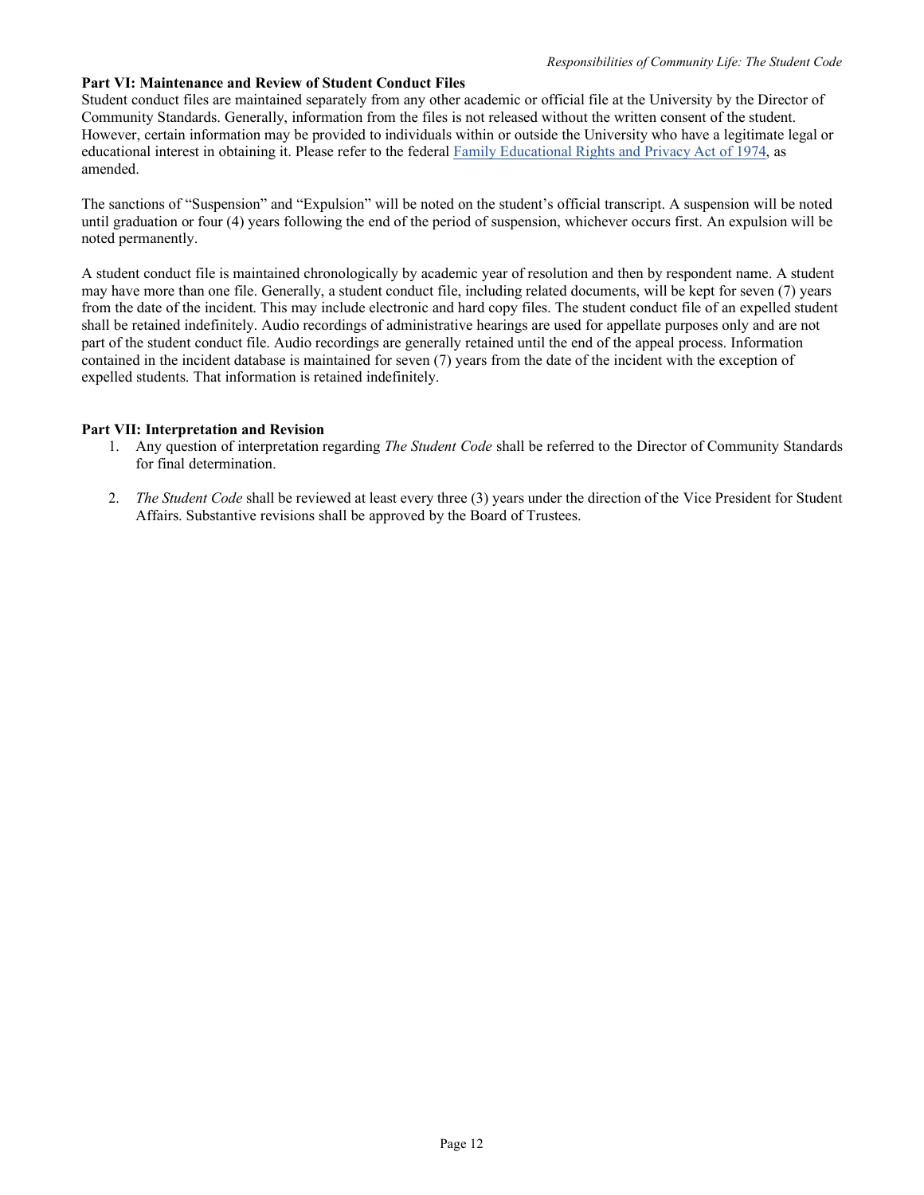**Part VI: Maintenance and Review of Student Conduct Files**

Student conduct files are maintained separately from any other academic or official file at the University by the Director of Community Standards. Generally, information from the files is not released without the written consent of the student. However, certain information may be provided to individuals within or outside the University who have a legitimate legal or educational interest in obtaining it. Please refer to the federal Family Educational Rights and Privacy Act of 1974, as amended.

The sanctions of "Suspension" and "Expulsion" will be noted on the student's official transcript. A suspension will be noted until graduation or four (4) years following the end of the period of suspension, whichever occurs first. An expulsion will be noted permanently.

A student conduct file is maintained chronologically by academic year of resolution and then by respondent name. A student may have more than one file. Generally, a student conduct file, including related documents, will be kept for seven (7) years from the date of the incident. This may include electronic and hard copy files. The student conduct file of an expelled student shall be retained indefinitely. Audio recordings of administrative hearings are used for appellate purposes only and are not part of the student conduct file. Audio recordings are generally retained until the end of the appeal process. Information contained in the incident database is maintained for seven (7) years from the date of the incident with the exception of expelled students. That information is retained indefinitely.

**Part VII: Interpretation and Revision**

1. Any question of interpretation regarding *The Student Code* shall be referred to the Director of Community Standards for final determination.

2. *The Student Code* shall be reviewed at least every three (3) years under the direction of the Vice President for Student Affairs. Substantive revisions shall be approved by the Board of Trustees.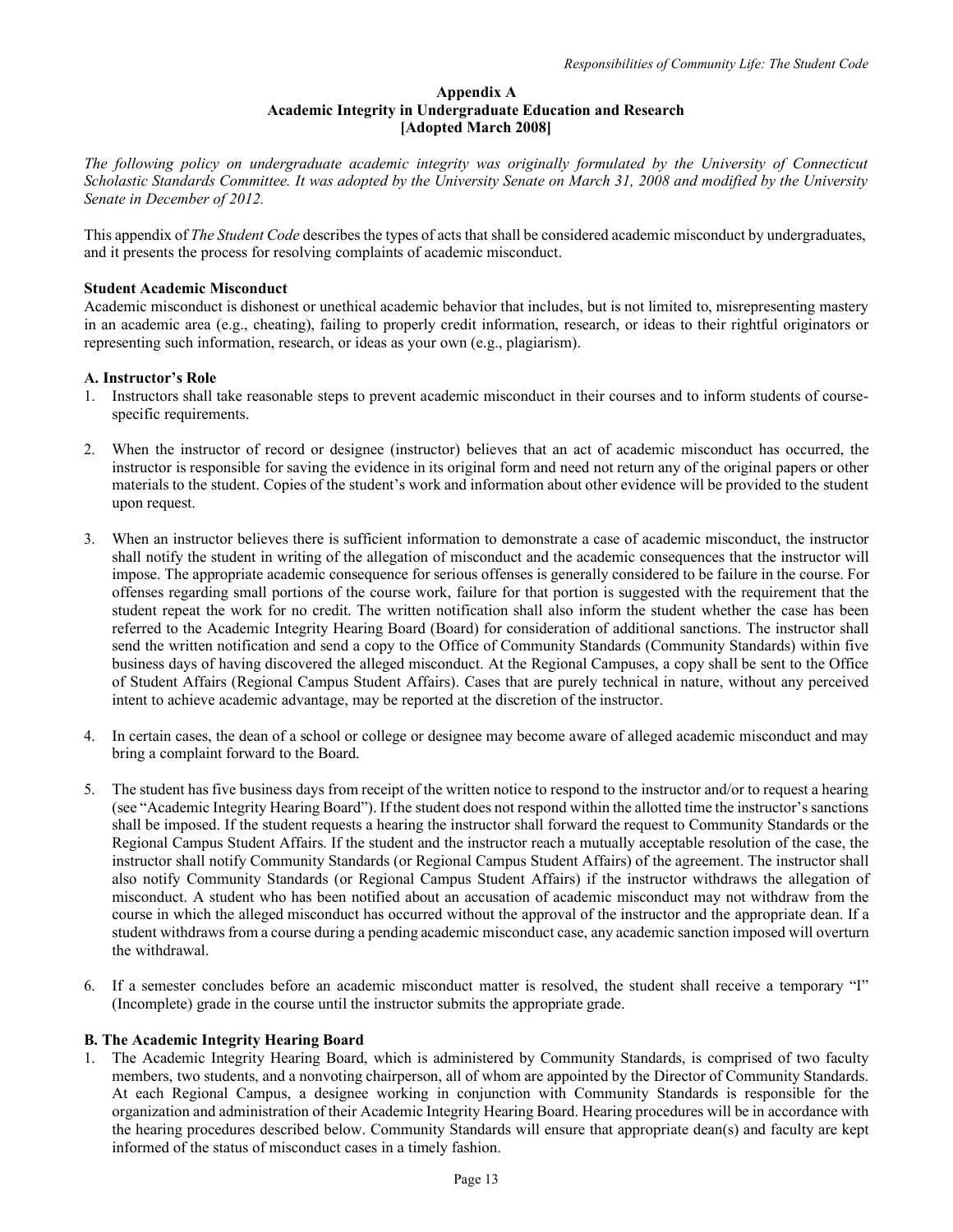## Appendix A
## Academic Integrity in Undergraduate Education and Research
## [Adopted March 2008]

*The following policy on undergraduate academic integrity was originally formulated by the University of Connecticut Scholastic Standards Committee. It was adopted by the University Senate on March 31, 2008 and modified by the University Senate in December of 2012.*

This appendix of *The Student Code* describes the types of acts that shall be considered academic misconduct by undergraduates, and it presents the process for resolving complaints of academic misconduct.

**Student Academic Misconduct**

Academic misconduct is dishonest or unethical academic behavior that includes, but is not limited to, misrepresenting mastery in an academic area (e.g., cheating), failing to properly credit information, research, or ideas to their rightful originators or representing such information, research, or ideas as your own (e.g., plagiarism).

**A. Instructor's Role**

1. Instructors shall take reasonable steps to prevent academic misconduct in their courses and to inform students of course-specific requirements.

2. When the instructor of record or designee (instructor) believes that an act of academic misconduct has occurred, the instructor is responsible for saving the evidence in its original form and need not return any of the original papers or other materials to the student. Copies of the student's work and information about other evidence will be provided to the student upon request.

3. When an instructor believes there is sufficient information to demonstrate a case of academic misconduct, the instructor shall notify the student in writing of the allegation of misconduct and the academic consequences that the instructor will impose. The appropriate academic consequence for serious offenses is generally considered to be failure in the course. For offenses regarding small portions of the course work, failure for that portion is suggested with the requirement that the student repeat the work for no credit. The written notification shall also inform the student whether the case has been referred to the Academic Integrity Hearing Board (Board) for consideration of additional sanctions. The instructor shall send the written notification and send a copy to the Office of Community Standards (Community Standards) within five business days of having discovered the alleged misconduct. At the Regional Campuses, a copy shall be sent to the Office of Student Affairs (Regional Campus Student Affairs). Cases that are purely technical in nature, without any perceived intent to achieve academic advantage, may be reported at the discretion of the instructor.

4. In certain cases, the dean of a school or college or designee may become aware of alleged academic misconduct and may bring a complaint forward to the Board.

5. The student has five business days from receipt of the written notice to respond to the instructor and/or to request a hearing (see "Academic Integrity Hearing Board"). If the student does not respond within the allotted time the instructor's sanctions shall be imposed. If the student requests a hearing the instructor shall forward the request to Community Standards or the Regional Campus Student Affairs. If the student and the instructor reach a mutually acceptable resolution of the case, the instructor shall notify Community Standards (or Regional Campus Student Affairs) of the agreement. The instructor shall also notify Community Standards (or Regional Campus Student Affairs) if the instructor withdraws the allegation of misconduct. A student who has been notified about an accusation of academic misconduct may not withdraw from the course in which the alleged misconduct has occurred without the approval of the instructor and the appropriate dean. If a student withdraws from a course during a pending academic misconduct case, any academic sanction imposed will overturn the withdrawal.

6. If a semester concludes before an academic misconduct matter is resolved, the student shall receive a temporary "I" (Incomplete) grade in the course until the instructor submits the appropriate grade.

**B. The Academic Integrity Hearing Board**

1. The Academic Integrity Hearing Board, which is administered by Community Standards, is comprised of two faculty members, two students, and a nonvoting chairperson, all of whom are appointed by the Director of Community Standards. At each Regional Campus, a designee working in conjunction with Community Standards is responsible for the organization and administration of their Academic Integrity Hearing Board. Hearing procedures will be in accordance with the hearing procedures described below. Community Standards will ensure that appropriate dean(s) and faculty are kept informed of the status of misconduct cases in a timely fashion.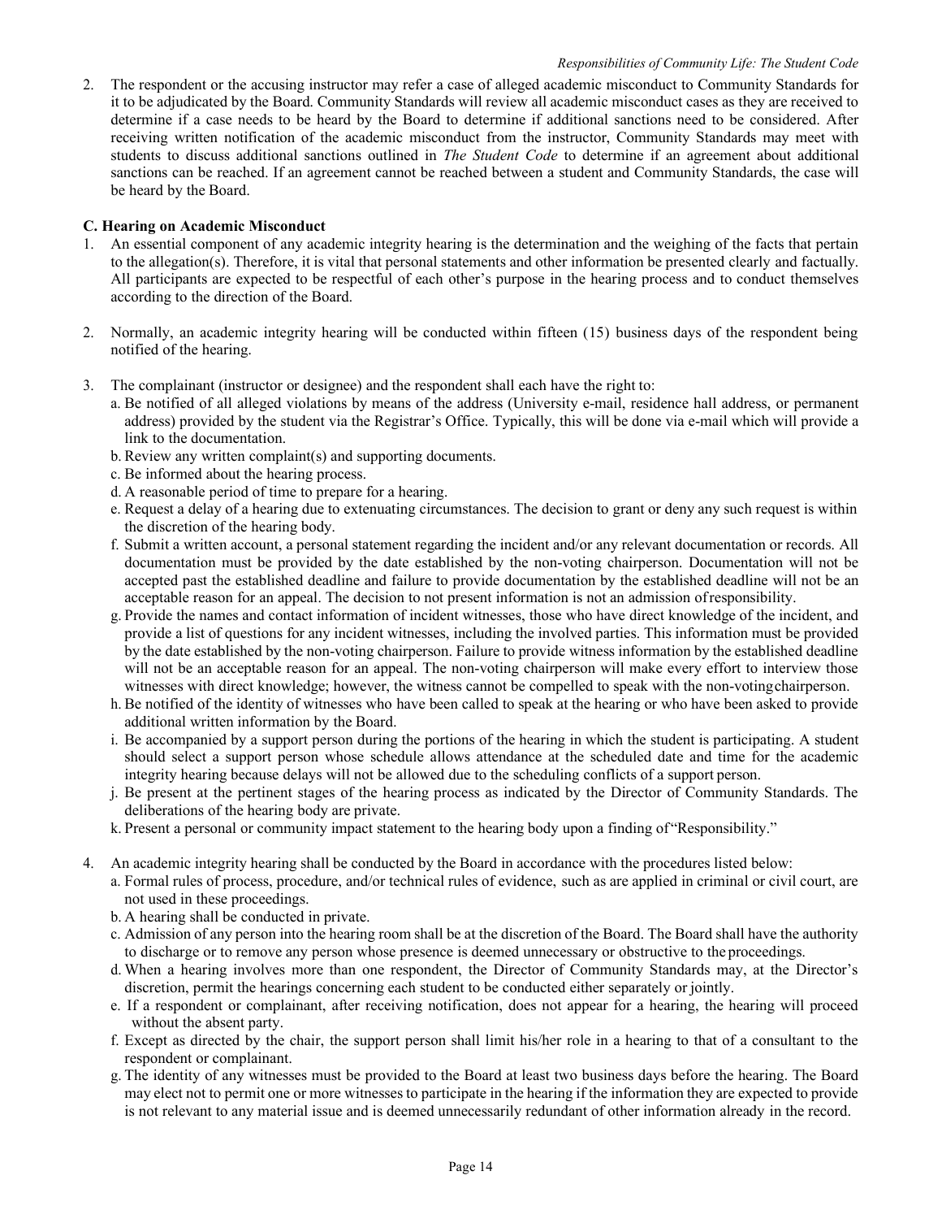2. The respondent or the accusing instructor may refer a case of alleged academic misconduct to Community Standards for it to be adjudicated by the Board. Community Standards will review all academic misconduct cases as they are received to determine if a case needs to be heard by the Board to determine if additional sanctions need to be considered. After receiving written notification of the academic misconduct from the instructor, Community Standards may meet with students to discuss additional sanctions outlined in *The Student Code* to determine if an agreement about additional sanctions can be reached. If an agreement cannot be reached between a student and Community Standards, the case will be heard by the Board.

**C. Hearing on Academic Misconduct**

1. An essential component of any academic integrity hearing is the determination and the weighing of the facts that pertain to the allegation(s). Therefore, it is vital that personal statements and other information be presented clearly and factually. All participants are expected to be respectful of each other's purpose in the hearing process and to conduct themselves according to the direction of the Board.

2. Normally, an academic integrity hearing will be conducted within fifteen (15) business days of the respondent being notified of the hearing.

3. The complainant (instructor or designee) and the respondent shall each have the right to:
   a. Be notified of all alleged violations by means of the address (University e-mail, residence hall address, or permanent address) provided by the student via the Registrar's Office. Typically, this will be done via e-mail which will provide a link to the documentation.
   b. Review any written complaint(s) and supporting documents.
   c. Be informed about the hearing process.
   d. A reasonable period of time to prepare for a hearing.
   e. Request a delay of a hearing due to extenuating circumstances. The decision to grant or deny any such request is within the discretion of the hearing body.
   f. Submit a written account, a personal statement regarding the incident and/or any relevant documentation or records. All documentation must be provided by the date established by the non-voting chairperson. Documentation will not be accepted past the established deadline and failure to provide documentation by the established deadline will not be an acceptable reason for an appeal. The decision to not present information is not an admission of responsibility.
   g. Provide the names and contact information of incident witnesses, those who have direct knowledge of the incident, and provide a list of questions for any incident witnesses, including the involved parties. This information must be provided by the date established by the non-voting chairperson. Failure to provide witness information by the established deadline will not be an acceptable reason for an appeal. The non-voting chairperson will make every effort to interview those witnesses with direct knowledge; however, the witness cannot be compelled to speak with the non-voting chairperson.
   h. Be notified of the identity of witnesses who have been called to speak at the hearing or who have been asked to provide additional written information by the Board.
   i. Be accompanied by a support person during the portions of the hearing in which the student is participating. A student should select a support person whose schedule allows attendance at the scheduled date and time for the academic integrity hearing because delays will not be allowed due to the scheduling conflicts of a support person.
   j. Be present at the pertinent stages of the hearing process as indicated by the Director of Community Standards. The deliberations of the hearing body are private.
   k. Present a personal or community impact statement to the hearing body upon a finding of "Responsibility."

4. An academic integrity hearing shall be conducted by the Board in accordance with the procedures listed below:
   a. Formal rules of process, procedure, and/or technical rules of evidence, such as are applied in criminal or civil court, are not used in these proceedings.
   b. A hearing shall be conducted in private.
   c. Admission of any person into the hearing room shall be at the discretion of the Board. The Board shall have the authority to discharge or to remove any person whose presence is deemed unnecessary or obstructive to the proceedings.
   d. When a hearing involves more than one respondent, the Director of Community Standards may, at the Director's discretion, permit the hearings concerning each student to be conducted either separately or jointly.
   e. If a respondent or complainant, after receiving notification, does not appear for a hearing, the hearing will proceed without the absent party.
   f. Except as directed by the chair, the support person shall limit his/her role in a hearing to that of a consultant to the respondent or complainant.
   g. The identity of any witnesses must be provided to the Board at least two business days before the hearing. The Board may elect not to permit one or more witnesses to participate in the hearing if the information they are expected to provide is not relevant to any material issue and is deemed unnecessarily redundant of other information already in the record.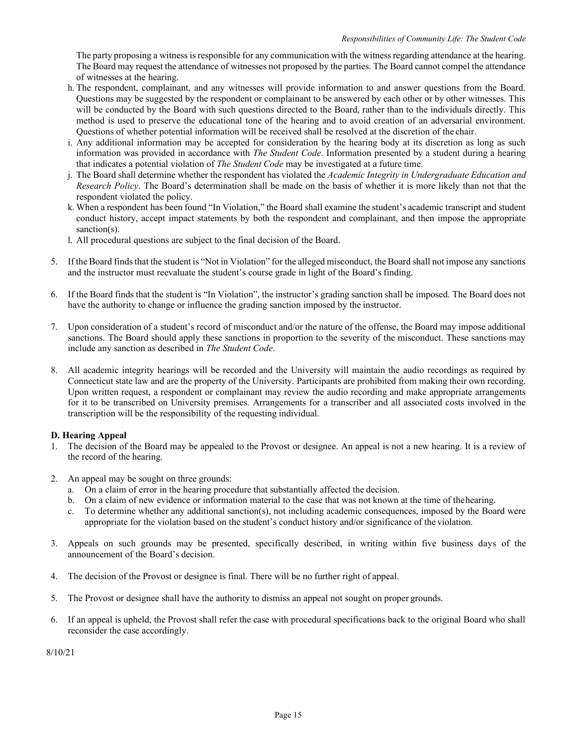The party proposing a witness is responsible for any communication with the witness regarding attendance at the hearing. The Board may request the attendance of witnesses not proposed by the parties. The Board cannot compel the attendance of witnesses at the hearing.

h. The respondent, complainant, and any witnesses will provide information to and answer questions from the Board. Questions may be suggested by the respondent or complainant to be answered by each other or by other witnesses. This will be conducted by the Board with such questions directed to the Board, rather than to the individuals directly. This method is used to preserve the educational tone of the hearing and to avoid creation of an adversarial environment. Questions of whether potential information will be received shall be resolved at the discretion of the chair.

i. Any additional information may be accepted for consideration by the hearing body at its discretion as long as such information was provided in accordance with *The Student Code*. Information presented by a student during a hearing that indicates a potential violation of *The Student Code* may be investigated at a future time.

j. The Board shall determine whether the respondent has violated the *Academic Integrity in Undergraduate Education and Research Policy*. The Board's determination shall be made on the basis of whether it is more likely than not that the respondent violated the policy.

k. When a respondent has been found "In Violation," the Board shall examine the student's academic transcript and student conduct history, accept impact statements by both the respondent and complainant, and then impose the appropriate sanction(s).

l. All procedural questions are subject to the final decision of the Board.

5. If the Board finds that the student is "Not in Violation" for the alleged misconduct, the Board shall not impose any sanctions and the instructor must reevaluate the student's course grade in light of the Board's finding.

6. If the Board finds that the student is "In Violation", the instructor's grading sanction shall be imposed. The Board does not have the authority to change or influence the grading sanction imposed by the instructor.

7. Upon consideration of a student's record of misconduct and/or the nature of the offense, the Board may impose additional sanctions. The Board should apply these sanctions in proportion to the severity of the misconduct. These sanctions may include any sanction as described in *The Student Code*.

8. All academic integrity hearings will be recorded and the University will maintain the audio recordings as required by Connecticut state law and are the property of the University. Participants are prohibited from making their own recording. Upon written request, a respondent or complainant may review the audio recording and make appropriate arrangements for it to be transcribed on University premises. Arrangements for a transcriber and all associated costs involved in the transcription will be the responsibility of the requesting individual.

**D. Hearing Appeal**

1. The decision of the Board may be appealed to the Provost or designee. An appeal is not a new hearing. It is a review of the record of the hearing.

2. An appeal may be sought on three grounds:
   a. On a claim of error in the hearing procedure that substantially affected the decision.
   b. On a claim of new evidence or information material to the case that was not known at the time of the hearing.
   c. To determine whether any additional sanction(s), not including academic consequences, imposed by the Board were appropriate for the violation based on the student's conduct history and/or significance of the violation.

3. Appeals on such grounds may be presented, specifically described, in writing within five business days of the announcement of the Board's decision.

4. The decision of the Provost or designee is final. There will be no further right of appeal.

5. The Provost or designee shall have the authority to dismiss an appeal not sought on proper grounds.

6. If an appeal is upheld, the Provost shall refer the case with procedural specifications back to the original Board who shall reconsider the case accordingly.

8/10/21